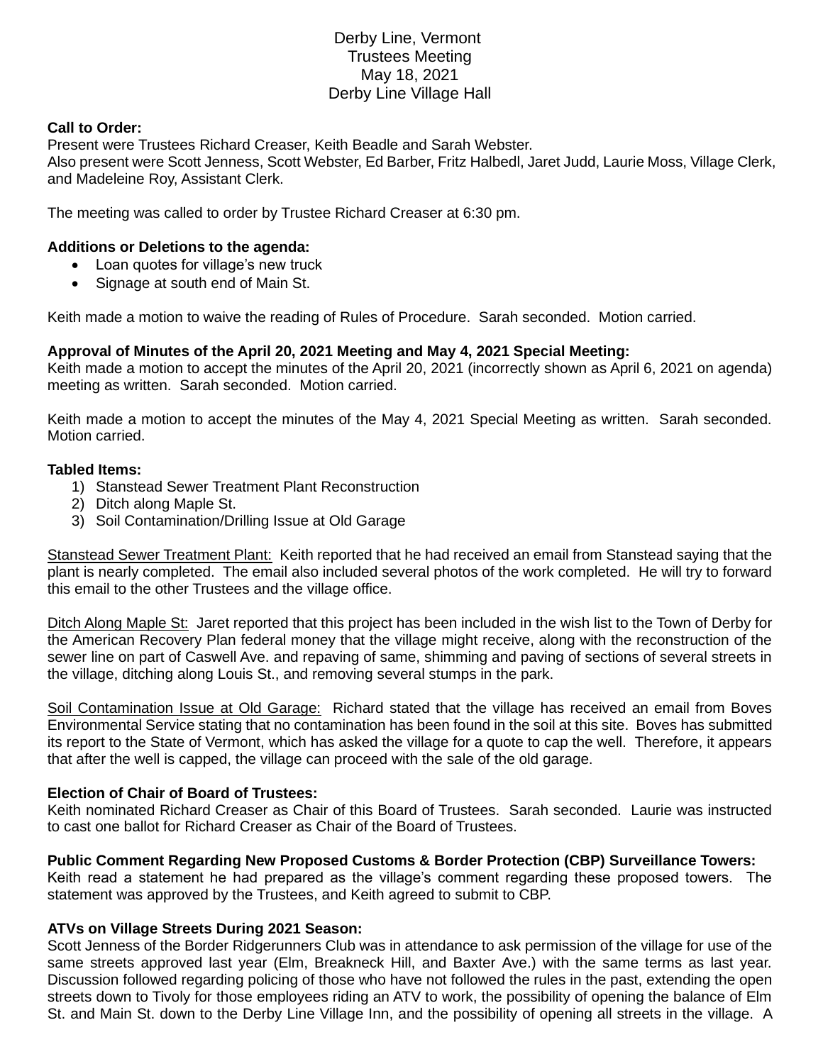# Derby Line, Vermont
# Trustees Meeting
# May 18, 2021
# Derby Line Village Hall

**Call to Order:**
Present were Trustees Richard Creaser, Keith Beadle and Sarah Webster.
Also present were Scott Jenness, Scott Webster, Ed Barber, Fritz Halbedl, Jaret Judd, Laurie Moss, Village Clerk, and Madeleine Roy, Assistant Clerk.

The meeting was called to order by Trustee Richard Creaser at 6:30 pm.

**Additions or Deletions to the agenda:**

- Loan quotes for village's new truck
- Signage at south end of Main St.

Keith made a motion to waive the reading of Rules of Procedure. Sarah seconded. Motion carried.

**Approval of Minutes of the April 20, 2021 Meeting and May 4, 2021 Special Meeting:**
Keith made a motion to accept the minutes of the April 20, 2021 (incorrectly shown as April 6, 2021 on agenda) meeting as written. Sarah seconded. Motion carried.

Keith made a motion to accept the minutes of the May 4, 2021 Special Meeting as written. Sarah seconded. Motion carried.

**Tabled Items:**

1) Stanstead Sewer Treatment Plant Reconstruction
2) Ditch along Maple St.
3) Soil Contamination/Drilling Issue at Old Garage

<u>Stanstead Sewer Treatment Plant:</u> Keith reported that he had received an email from Stanstead saying that the plant is nearly completed. The email also included several photos of the work completed. He will try to forward this email to the other Trustees and the village office.

<u>Ditch Along Maple St:</u> Jaret reported that this project has been included in the wish list to the Town of Derby for the American Recovery Plan federal money that the village might receive, along with the reconstruction of the sewer line on part of Caswell Ave. and repaving of same, shimming and paving of sections of several streets in the village, ditching along Louis St., and removing several stumps in the park.

<u>Soil Contamination Issue at Old Garage:</u> Richard stated that the village has received an email from Boves Environmental Service stating that no contamination has been found in the soil at this site. Boves has submitted its report to the State of Vermont, which has asked the village for a quote to cap the well. Therefore, it appears that after the well is capped, the village can proceed with the sale of the old garage.

**Election of Chair of Board of Trustees:**
Keith nominated Richard Creaser as Chair of this Board of Trustees. Sarah seconded. Laurie was instructed to cast one ballot for Richard Creaser as Chair of the Board of Trustees.

**Public Comment Regarding New Proposed Customs & Border Protection (CBP) Surveillance Towers:**
Keith read a statement he had prepared as the village's comment regarding these proposed towers. The statement was approved by the Trustees, and Keith agreed to submit to CBP.

**ATVs on Village Streets During 2021 Season:**
Scott Jenness of the Border Ridgerunners Club was in attendance to ask permission of the village for use of the same streets approved last year (Elm, Breakneck Hill, and Baxter Ave.) with the same terms as last year. Discussion followed regarding policing of those who have not followed the rules in the past, extending the open streets down to Tivoly for those employees riding an ATV to work, the possibility of opening the balance of Elm St. and Main St. down to the Derby Line Village Inn, and the possibility of opening all streets in the village. A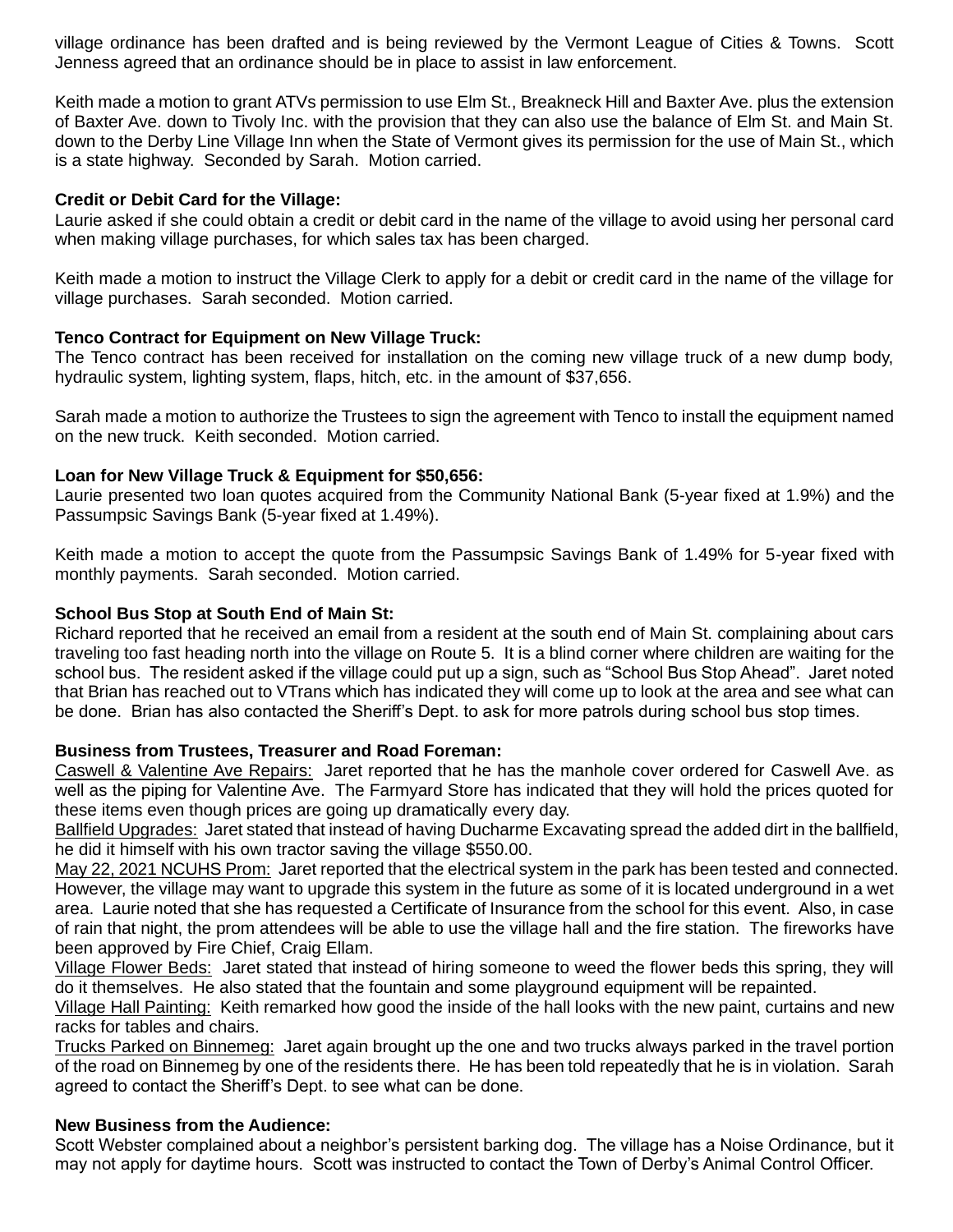village ordinance has been drafted and is being reviewed by the Vermont League of Cities & Towns. Scott Jenness agreed that an ordinance should be in place to assist in law enforcement.

Keith made a motion to grant ATVs permission to use Elm St., Breakneck Hill and Baxter Ave. plus the extension of Baxter Ave. down to Tivoly Inc. with the provision that they can also use the balance of Elm St. and Main St. down to the Derby Line Village Inn when the State of Vermont gives its permission for the use of Main St., which is a state highway. Seconded by Sarah. Motion carried.

**Credit or Debit Card for the Village:**
Laurie asked if she could obtain a credit or debit card in the name of the village to avoid using her personal card when making village purchases, for which sales tax has been charged.

Keith made a motion to instruct the Village Clerk to apply for a debit or credit card in the name of the village for village purchases. Sarah seconded. Motion carried.

**Tenco Contract for Equipment on New Village Truck:**
The Tenco contract has been received for installation on the coming new village truck of a new dump body, hydraulic system, lighting system, flaps, hitch, etc. in the amount of $37,656.

Sarah made a motion to authorize the Trustees to sign the agreement with Tenco to install the equipment named on the new truck. Keith seconded. Motion carried.

**Loan for New Village Truck & Equipment for $50,656:**
Laurie presented two loan quotes acquired from the Community National Bank (5-year fixed at 1.9%) and the Passumpsic Savings Bank (5-year fixed at 1.49%).

Keith made a motion to accept the quote from the Passumpsic Savings Bank of 1.49% for 5-year fixed with monthly payments. Sarah seconded. Motion carried.

**School Bus Stop at South End of Main St:**
Richard reported that he received an email from a resident at the south end of Main St. complaining about cars traveling too fast heading north into the village on Route 5. It is a blind corner where children are waiting for the school bus. The resident asked if the village could put up a sign, such as "School Bus Stop Ahead". Jaret noted that Brian has reached out to VTrans which has indicated they will come up to look at the area and see what can be done. Brian has also contacted the Sheriff's Dept. to ask for more patrols during school bus stop times.

**Business from Trustees, Treasurer and Road Foreman:**
<u>Caswell & Valentine Ave Repairs:</u> Jaret reported that he has the manhole cover ordered for Caswell Ave. as well as the piping for Valentine Ave. The Farmyard Store has indicated that they will hold the prices quoted for these items even though prices are going up dramatically every day.
<u>Ballfield Upgrades:</u> Jaret stated that instead of having Ducharme Excavating spread the added dirt in the ballfield, he did it himself with his own tractor saving the village $550.00.
<u>May 22, 2021 NCUHS Prom:</u> Jaret reported that the electrical system in the park has been tested and connected. However, the village may want to upgrade this system in the future as some of it is located underground in a wet area. Laurie noted that she has requested a Certificate of Insurance from the school for this event. Also, in case of rain that night, the prom attendees will be able to use the village hall and the fire station. The fireworks have been approved by Fire Chief, Craig Ellam.
<u>Village Flower Beds:</u> Jaret stated that instead of hiring someone to weed the flower beds this spring, they will do it themselves. He also stated that the fountain and some playground equipment will be repainted.
<u>Village Hall Painting:</u> Keith remarked how good the inside of the hall looks with the new paint, curtains and new racks for tables and chairs.
<u>Trucks Parked on Binnemeg:</u> Jaret again brought up the one and two trucks always parked in the travel portion of the road on Binnemeg by one of the residents there. He has been told repeatedly that he is in violation. Sarah agreed to contact the Sheriff's Dept. to see what can be done.

**New Business from the Audience:**
Scott Webster complained about a neighbor's persistent barking dog. The village has a Noise Ordinance, but it may not apply for daytime hours. Scott was instructed to contact the Town of Derby's Animal Control Officer.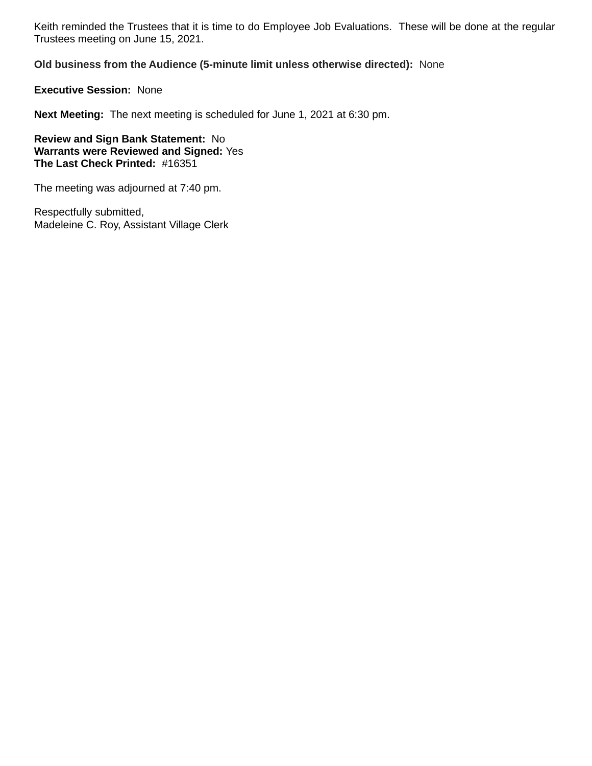Keith reminded the Trustees that it is time to do Employee Job Evaluations. These will be done at the regular Trustees meeting on June 15, 2021.

**Old business from the Audience (5-minute limit unless otherwise directed):** None

**Executive Session:** None

**Next Meeting:** The next meeting is scheduled for June 1, 2021 at 6:30 pm.

**Review and Sign Bank Statement:** No
**Warrants were Reviewed and Signed:** Yes
**The Last Check Printed:** #16351

The meeting was adjourned at 7:40 pm.

Respectfully submitted,
Madeleine C. Roy, Assistant Village Clerk